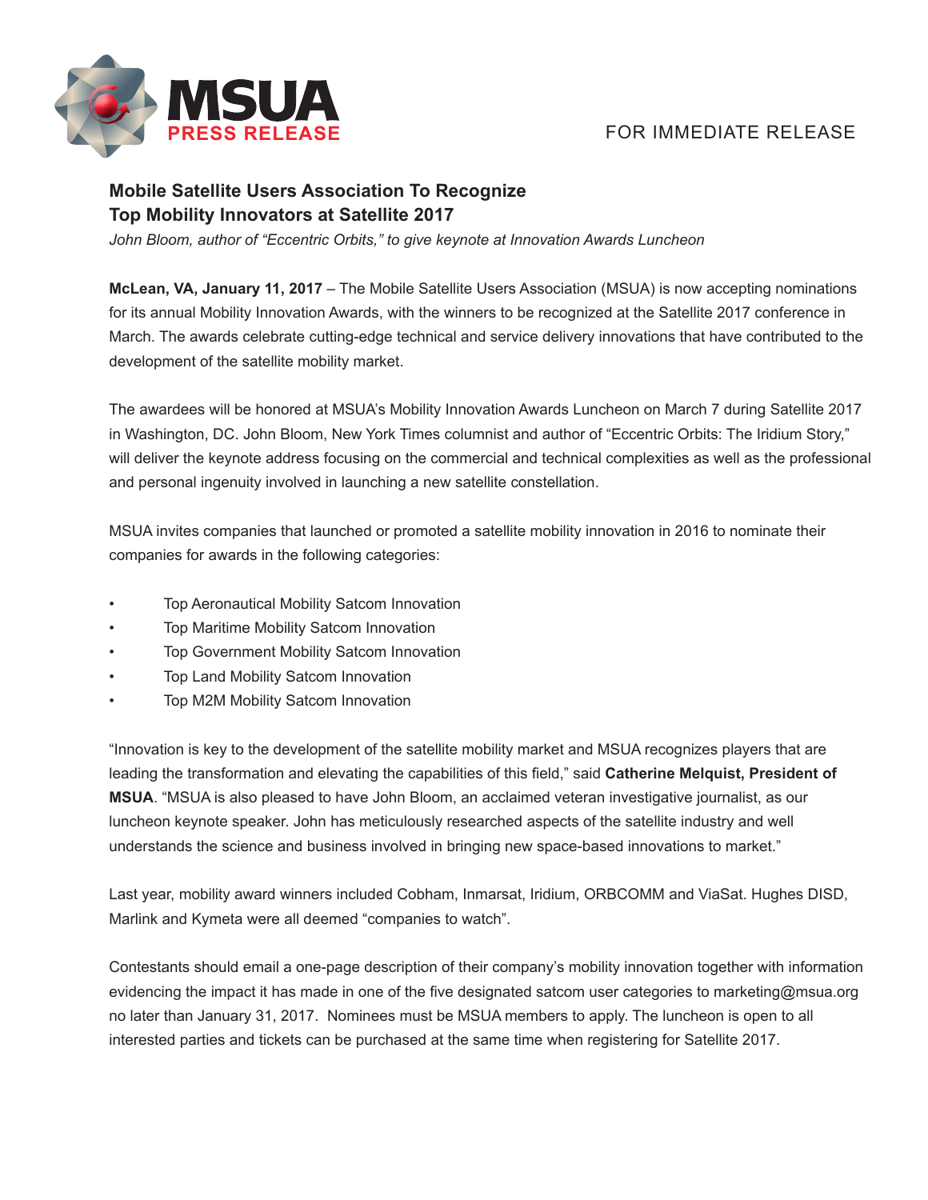MSUA
PRESS RELEASE

FOR IMMEDIATE RELEASE

## Mobile Satellite Users Association To Recognize Top Mobility Innovators at Satellite 2017

*John Bloom, author of "Eccentric Orbits," to give keynote at Innovation Awards Luncheon*

**McLean, VA, January 11, 2017** – The Mobile Satellite Users Association (MSUA) is now accepting nominations for its annual Mobility Innovation Awards, with the winners to be recognized at the Satellite 2017 conference in March. The awards celebrate cutting-edge technical and service delivery innovations that have contributed to the development of the satellite mobility market.

The awardees will be honored at MSUA's Mobility Innovation Awards Luncheon on March 7 during Satellite 2017 in Washington, DC. John Bloom, New York Times columnist and author of "Eccentric Orbits: The Iridium Story," will deliver the keynote address focusing on the commercial and technical complexities as well as the professional and personal ingenuity involved in launching a new satellite constellation.

MSUA invites companies that launched or promoted a satellite mobility innovation in 2016 to nominate their companies for awards in the following categories:

- Top Aeronautical Mobility Satcom Innovation
- Top Maritime Mobility Satcom Innovation
- Top Government Mobility Satcom Innovation
- Top Land Mobility Satcom Innovation
- Top M2M Mobility Satcom Innovation

"Innovation is key to the development of the satellite mobility market and MSUA recognizes players that are leading the transformation and elevating the capabilities of this field," said **Catherine Melquist, President of MSUA**. "MSUA is also pleased to have John Bloom, an acclaimed veteran investigative journalist, as our luncheon keynote speaker. John has meticulously researched aspects of the satellite industry and well understands the science and business involved in bringing new space-based innovations to market."

Last year, mobility award winners included Cobham, Inmarsat, Iridium, ORBCOMM and ViaSat. Hughes DISD, Marlink and Kymeta were all deemed "companies to watch".

Contestants should email a one-page description of their company's mobility innovation together with information evidencing the impact it has made in one of the five designated satcom user categories to marketing@msua.org no later than January 31, 2017. Nominees must be MSUA members to apply. The luncheon is open to all interested parties and tickets can be purchased at the same time when registering for Satellite 2017.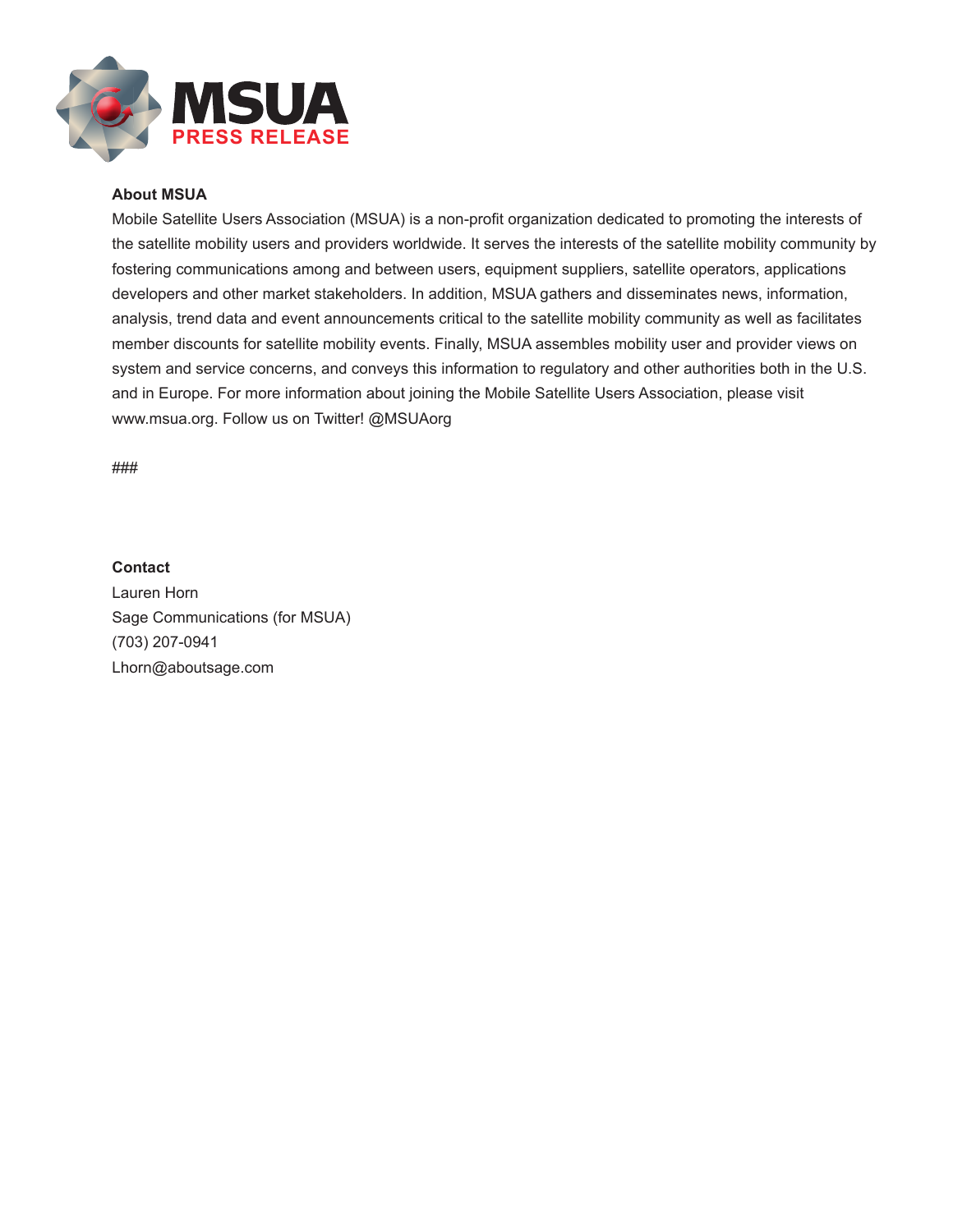MSUA
PRESS RELEASE

**About MSUA**

Mobile Satellite Users Association (MSUA) is a non-profit organization dedicated to promoting the interests of the satellite mobility users and providers worldwide. It serves the interests of the satellite mobility community by fostering communications among and between users, equipment suppliers, satellite operators, applications developers and other market stakeholders. In addition, MSUA gathers and disseminates news, information, analysis, trend data and event announcements critical to the satellite mobility community as well as facilitates member discounts for satellite mobility events. Finally, MSUA assembles mobility user and provider views on system and service concerns, and conveys this information to regulatory and other authorities both in the U.S. and in Europe. For more information about joining the Mobile Satellite Users Association, please visit www.msua.org. Follow us on Twitter! @MSUAorg

###

**Contact**

Lauren Horn
Sage Communications (for MSUA)
(703) 207-0941
Lhorn@aboutsage.com